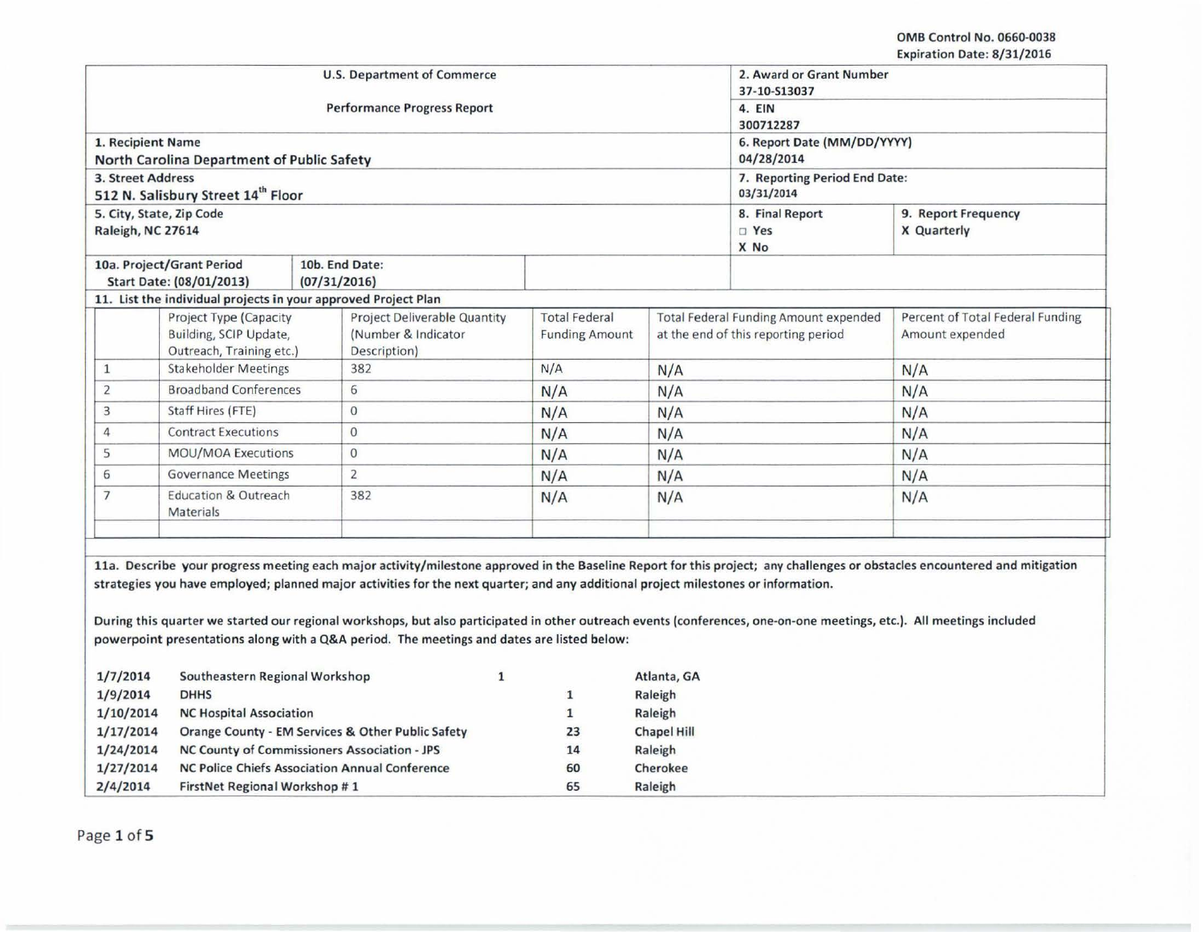OMB Control No. 0660-0038
Expiration Date: 8/31/2016

| U.S. Department of Commerce Performance Progress Report | 2. Award or Grant Number 37-10-S13037 |
|---|---|
| | 4. EIN 300712287 |
| 1. Recipient Name North Carolina Department of Public Safety | 6. Report Date (MM/DD/YYYY) 04/28/2014 |
| 3. Street Address 512 N. Salisbury Street 14th Floor | 7. Reporting Period End Date: 03/31/2014 |
| 5. City, State, Zip Code Raleigh, NC 27614 | 8. Final Report ☐ Yes X No / 9. Report Frequency X Quarterly |
| 10a. Project/Grant Period Start Date: (08/01/2013) / 10b. End Date: (07/31/2016) | |

**11. List the individual projects in your approved Project Plan**

| | Project Type (Capacity Building, SCIP Update, Outreach, Training etc.) | Project Deliverable Quantity (Number & Indicator Description) | Total Federal Funding Amount | Total Federal Funding Amount expended at the end of this reporting period | Percent of Total Federal Funding Amount expended |
|---|---|---|---|---|---|
| 1 | Stakeholder Meetings | 382 | N/A | N/A | N/A |
| 2 | Broadband Conferences | 6 | N/A | N/A | N/A |
| 3 | Staff Hires (FTE) | 0 | N/A | N/A | N/A |
| 4 | Contract Executions | 0 | N/A | N/A | N/A |
| 5 | MOU/MOA Executions | 0 | N/A | N/A | N/A |
| 6 | Governance Meetings | 2 | N/A | N/A | N/A |
| 7 | Education & Outreach Materials | 382 | N/A | N/A | N/A |
| | | | | | |

**11a. Describe your progress meeting each major activity/milestone approved in the Baseline Report for this project; any challenges or obstacles encountered and mitigation strategies you have employed; planned major activities for the next quarter; and any additional project milestones or information.**

**During this quarter we started our regional workshops, but also participated in other outreach events (conferences, one-on-one meetings, etc.). All meetings included powerpoint presentations along with a Q&A period. The meetings and dates are listed below:**

| Date | Meeting | Attendees | Location |
|---|---|---|---|
| 1/7/2014 | Southeastern Regional Workshop | 1 | Atlanta, GA |
| 1/9/2014 | DHHS | 1 | Raleigh |
| 1/10/2014 | NC Hospital Association | 1 | Raleigh |
| 1/17/2014 | Orange County - EM Services & Other Public Safety | 23 | Chapel Hill |
| 1/24/2014 | NC County of Commissioners Association - JPS | 14 | Raleigh |
| 1/27/2014 | NC Police Chiefs Association Annual Conference | 60 | Cherokee |
| 2/4/2014 | FirstNet Regional Workshop # 1 | 65 | Raleigh |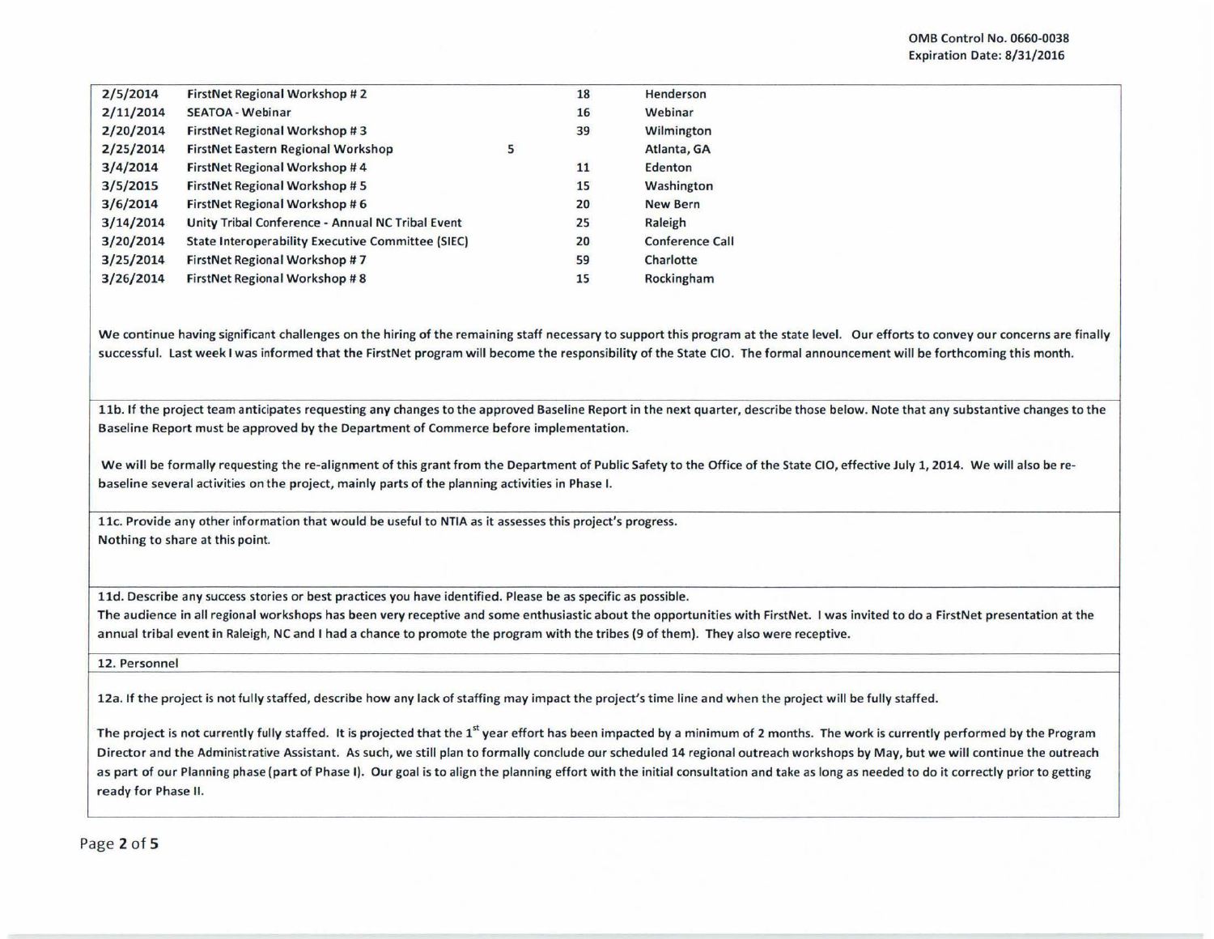| | | | | |
|---|---|---|---|---|
| 2/5/2014 | FirstNet Regional Workshop # 2 | | 18 | Henderson |
| 2/11/2014 | SEATOA - Webinar | | 16 | Webinar |
| 2/20/2014 | FirstNet Regional Workshop # 3 | | 39 | Wilmington |
| 2/25/2014 | FirstNet Eastern Regional Workshop | 5 | | Atlanta, GA |
| 3/4/2014 | FirstNet Regional Workshop # 4 | | 11 | Edenton |
| 3/5/2015 | FirstNet Regional Workshop # 5 | | 15 | Washington |
| 3/6/2014 | FirstNet Regional Workshop # 6 | | 20 | New Bern |
| 3/14/2014 | Unity Tribal Conference - Annual NC Tribal Event | | 25 | Raleigh |
| 3/20/2014 | State Interoperability Executive Committee (SIEC) | | 20 | Conference Call |
| 3/25/2014 | FirstNet Regional Workshop # 7 | | 59 | Charlotte |
| 3/26/2014 | FirstNet Regional Workshop # 8 | | 15 | Rockingham |

We continue having significant challenges on the hiring of the remaining staff necessary to support this program at the state level. Our efforts to convey our concerns are finally successful. Last week I was informed that the FirstNet program will become the responsibility of the State CIO. The formal announcement will be forthcoming this month.

**11b. If the project team anticipates requesting any changes to the approved Baseline Report in the next quarter, describe those below. Note that any substantive changes to the Baseline Report must be approved by the Department of Commerce before implementation.**

We will be formally requesting the re-alignment of this grant from the Department of Public Safety to the Office of the State CIO, effective July 1, 2014. We will also be re-baseline several activities on the project, mainly parts of the planning activities in Phase I.

**11c. Provide any other information that would be useful to NTIA as it assesses this project's progress.**

Nothing to share at this point.

**11d. Describe any success stories or best practices you have identified. Please be as specific as possible.**

The audience in all regional workshops has been very receptive and some enthusiastic about the opportunities with FirstNet. I was invited to do a FirstNet presentation at the annual tribal event in Raleigh, NC and I had a chance to promote the program with the tribes (9 of them). They also were receptive.

**12. Personnel**

**12a. If the project is not fully staffed, describe how any lack of staffing may impact the project's time line and when the project will be fully staffed.**

The project is not currently fully staffed. It is projected that the 1st year effort has been impacted by a minimum of 2 months. The work is currently performed by the Program Director and the Administrative Assistant. As such, we still plan to formally conclude our scheduled 14 regional outreach workshops by May, but we will continue the outreach as part of our Planning phase (part of Phase I). Our goal is to align the planning effort with the initial consultation and take as long as needed to do it correctly prior to getting ready for Phase II.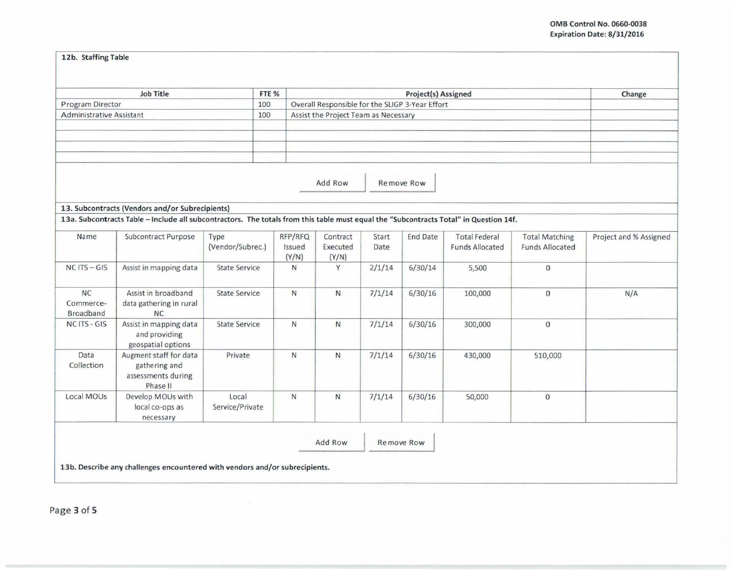OMB Control No. 0660-0038
Expiration Date: 8/31/2016

### 12b. Staffing Table

| Job Title | FTE % | Project(s) Assigned | Change |
|---|---|---|---|
| Program Director | 100 | Overall Responsible for the SLIGP 3-Year Effort | |
| Administrative Assistant | 100 | Assist the Project Team as Necessary | |
| | | | |
| | | | |
| | | | |
| | | | |

Add Row | Remove Row

### 13. Subcontracts (Vendors and/or Subrecipients)

**13a. Subcontracts Table – Include all subcontractors. The totals from this table must equal the "Subcontracts Total" in Question 14f.**

| Name | Subcontract Purpose | Type (Vendor/Subrec.) | RFP/RFQ Issued (Y/N) | Contract Executed (Y/N) | Start Date | End Date | Total Federal Funds Allocated | Total Matching Funds Allocated | Project and % Assigned |
|---|---|---|---|---|---|---|---|---|---|
| NC ITS – GIS | Assist in mapping data | State Service | N | Y | 2/1/14 | 6/30/14 | 5,500 | 0 | |
| NC Commerce-Broadband | Assist in broadband data gathering in rural NC | State Service | N | N | 7/1/14 | 6/30/16 | 100,000 | 0 | N/A |
| NC ITS - GIS | Assist in mapping data and providing geospatial options | State Service | N | N | 7/1/14 | 6/30/16 | 300,000 | 0 | |
| Data Collection | Augment staff for data gathering and assessments during Phase II | Private | N | N | 7/1/14 | 6/30/16 | 430,000 | 510,000 | |
| Local MOUs | Develop MOUs with local co-ops as necessary | Local Service/Private | N | N | 7/1/14 | 6/30/16 | 50,000 | 0 | |

Add Row | Remove Row

**13b. Describe any challenges encountered with vendors and/or subrecipients.**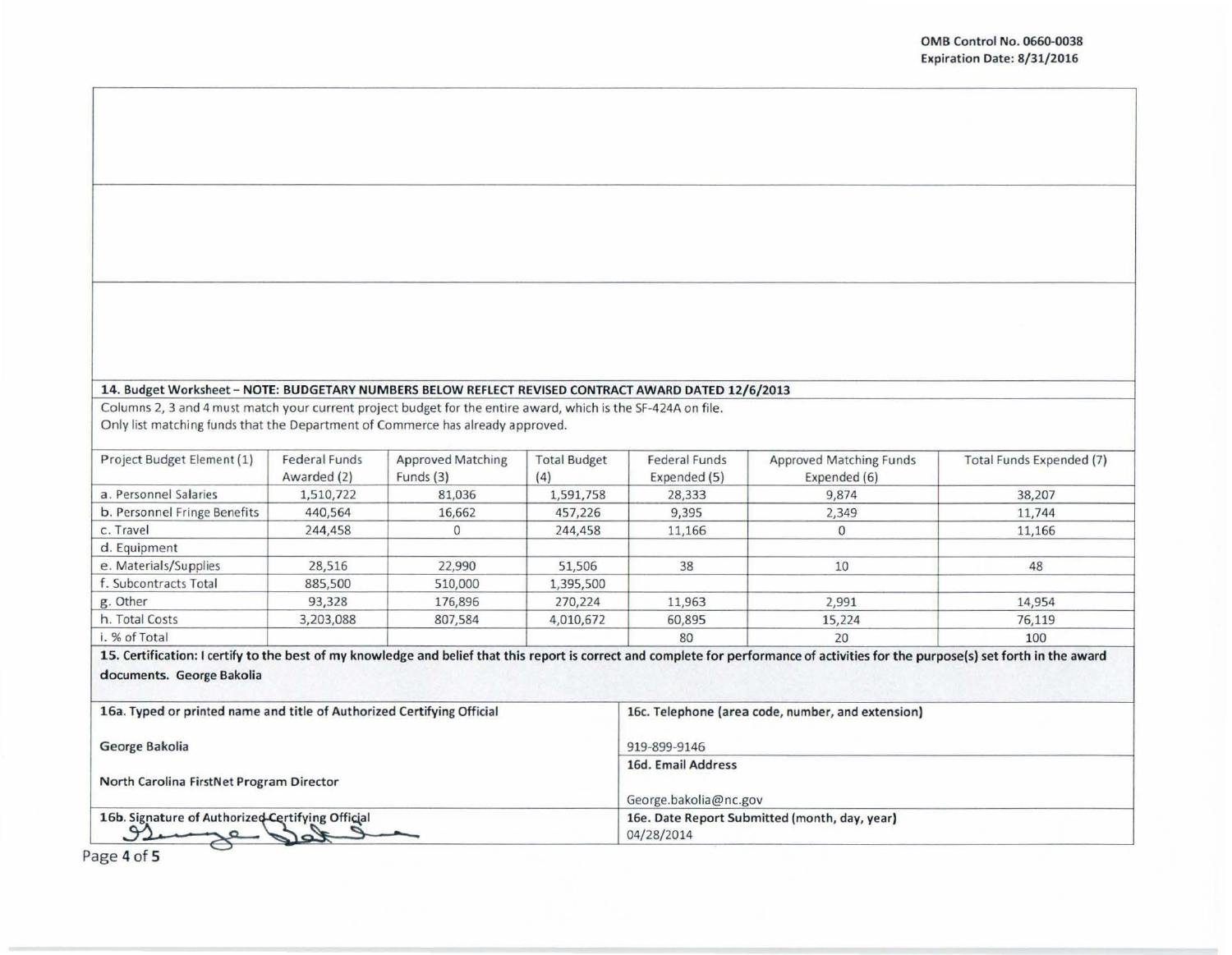OMB Control No. 0660-0038
Expiration Date: 8/31/2016

**14. Budget Worksheet – NOTE: BUDGETARY NUMBERS BELOW REFLECT REVISED CONTRACT AWARD DATED 12/6/2013**

Columns 2, 3 and 4 must match your current project budget for the entire award, which is the SF-424A on file.
Only list matching funds that the Department of Commerce has already approved.

| Project Budget Element (1) | Federal Funds Awarded (2) | Approved Matching Funds (3) | Total Budget (4) | Federal Funds Expended (5) | Approved Matching Funds Expended (6) | Total Funds Expended (7) |
|---|---|---|---|---|---|---|
| a. Personnel Salaries | 1,510,722 | 81,036 | 1,591,758 | 28,333 | 9,874 | 38,207 |
| b. Personnel Fringe Benefits | 440,564 | 16,662 | 457,226 | 9,395 | 2,349 | 11,744 |
| c. Travel | 244,458 | 0 | 244,458 | 11,166 | 0 | 11,166 |
| d. Equipment | | | | | | |
| e. Materials/Supplies | 28,516 | 22,990 | 51,506 | 38 | 10 | 48 |
| f. Subcontracts Total | 885,500 | 510,000 | 1,395,500 | | | |
| g. Other | 93,328 | 176,896 | 270,224 | 11,963 | 2,991 | 14,954 |
| h. Total Costs | 3,203,088 | 807,584 | 4,010,672 | 60,895 | 15,224 | 76,119 |
| i. % of Total | | | | 80 | 20 | 100 |

**15. Certification: I certify to the best of my knowledge and belief that this report is correct and complete for performance of activities for the purpose(s) set forth in the award documents. George Bakolia**

| **16a. Typed or printed name and title of Authorized Certifying Official** | **16c. Telephone (area code, number, and extension)** |
|---|---|
| **George Bakolia** | 919-899-9146 |
| **North Carolina FirstNet Program Director** | **16d. Email Address** George.bakolia@nc.gov |
| **16b. Signature of Authorized Certifying Official** (signature) | **16e. Date Report Submitted (month, day, year)** 04/28/2014 |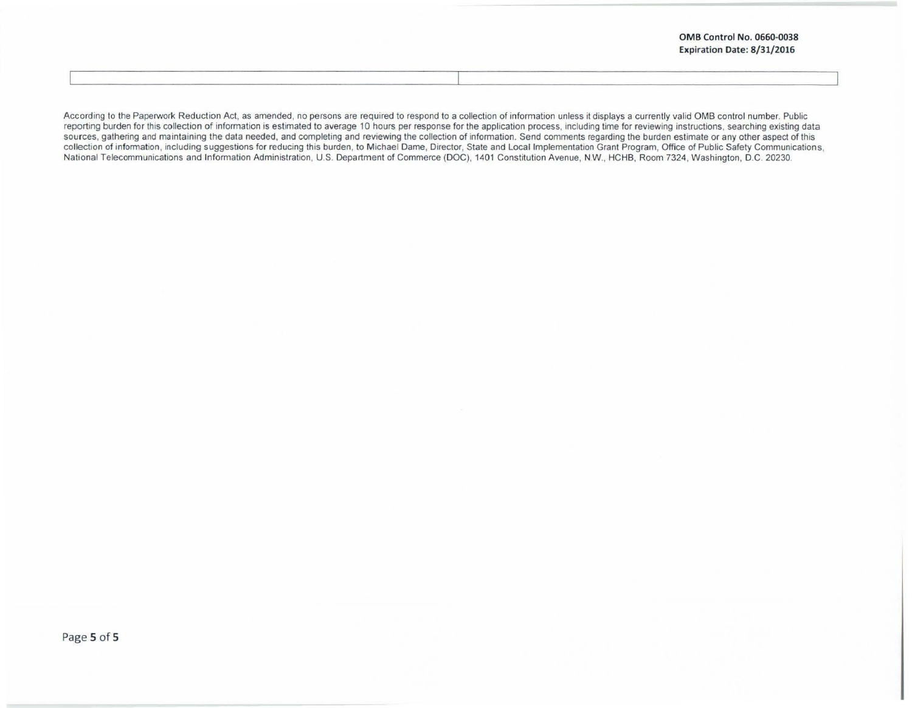OMB Control No. 0660-0038
Expiration Date: 8/31/2016

| | |
|---|---|
| | |

According to the Paperwork Reduction Act, as amended, no persons are required to respond to a collection of information unless it displays a currently valid OMB control number. Public reporting burden for this collection of information is estimated to average 10 hours per response for the application process, including time for reviewing instructions, searching existing data sources, gathering and maintaining the data needed, and completing and reviewing the collection of information. Send comments regarding the burden estimate or any other aspect of this collection of information, including suggestions for reducing this burden, to Michael Dame, Director, State and Local Implementation Grant Program, Office of Public Safety Communications, National Telecommunications and Information Administration, U.S. Department of Commerce (DOC), 1401 Constitution Avenue, N.W., HCHB, Room 7324, Washington, D.C. 20230.